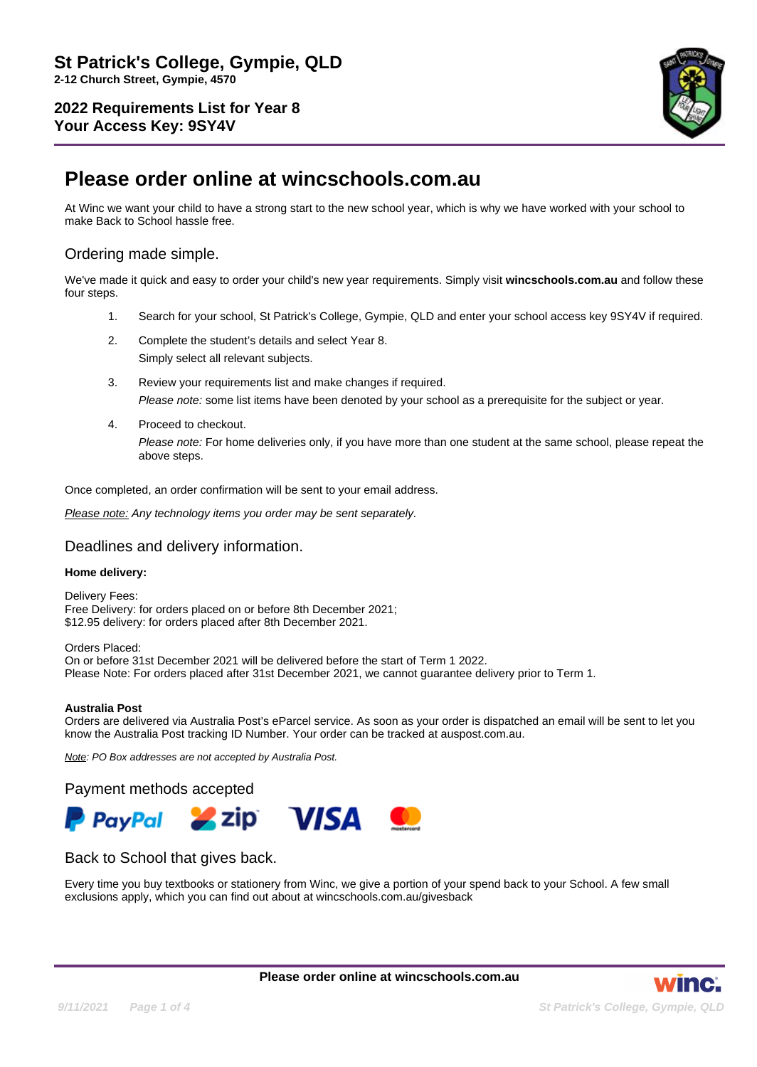# St Patrick's College, Gympie, QLD

**2-12 Church Street, Gympie, 4570**

**2022 Requirements List for Year 8**
**Your Access Key: 9SY4V**

## Please order online at wincschools.com.au

At Winc we want your child to have a strong start to the new school year, which is why we have worked with your school to make Back to School hassle free.

### Ordering made simple.

We've made it quick and easy to order your child's new year requirements. Simply visit **wincschools.com.au** and follow these four steps.

1. Search for your school, St Patrick's College, Gympie, QLD and enter your school access key 9SY4V if required.
2. Complete the student's details and select Year 8.
   Simply select all relevant subjects.
3. Review your requirements list and make changes if required.
   *Please note:* some list items have been denoted by your school as a prerequisite for the subject or year.
4. Proceed to checkout.
   *Please note:* For home deliveries only, if you have more than one student at the same school, please repeat the above steps.

Once completed, an order confirmation will be sent to your email address.

*Please note: Any technology items you order may be sent separately.*

### Deadlines and delivery information.

**Home delivery:**

Delivery Fees:
Free Delivery: for orders placed on or before 8th December 2021;
$12.95 delivery: for orders placed after 8th December 2021.

Orders Placed:
On or before 31st December 2021 will be delivered before the start of Term 1 2022.
Please Note: For orders placed after 31st December 2021, we cannot guarantee delivery prior to Term 1.

**Australia Post**
Orders are delivered via Australia Post's eParcel service. As soon as your order is dispatched an email will be sent to let you know the Australia Post tracking ID Number. Your order can be tracked at auspost.com.au.

*Note: PO Box addresses are not accepted by Australia Post.*

### Payment methods accepted

PayPal, zip, VISA, mastercard

### Back to School that gives back.

Every time you buy textbooks or stationery from Winc, we give a portion of your spend back to your School. A few small exclusions apply, which you can find out about at wincschools.com.au/givesback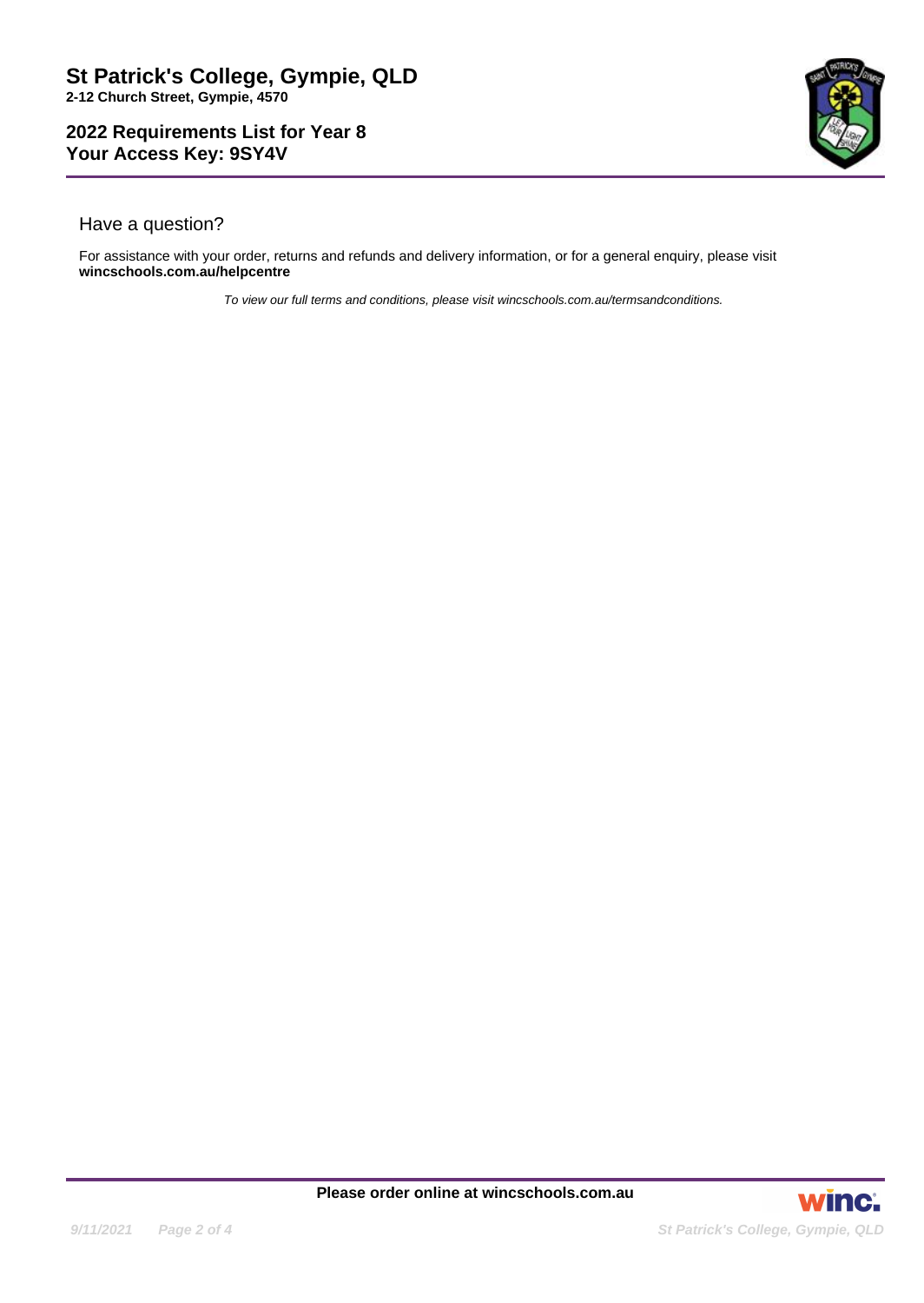# St Patrick's College, Gympie, QLD

**2-12 Church Street, Gympie, 4570**

## 2022 Requirements List for Year 8
## Your Access Key: 9SY4V

### Have a question?

For assistance with your order, returns and refunds and delivery information, or for a general enquiry, please visit **wincschools.com.au/helpcentre**

*To view our full terms and conditions, please visit wincschools.com.au/termsandconditions.*

**Please order online at wincschools.com.au**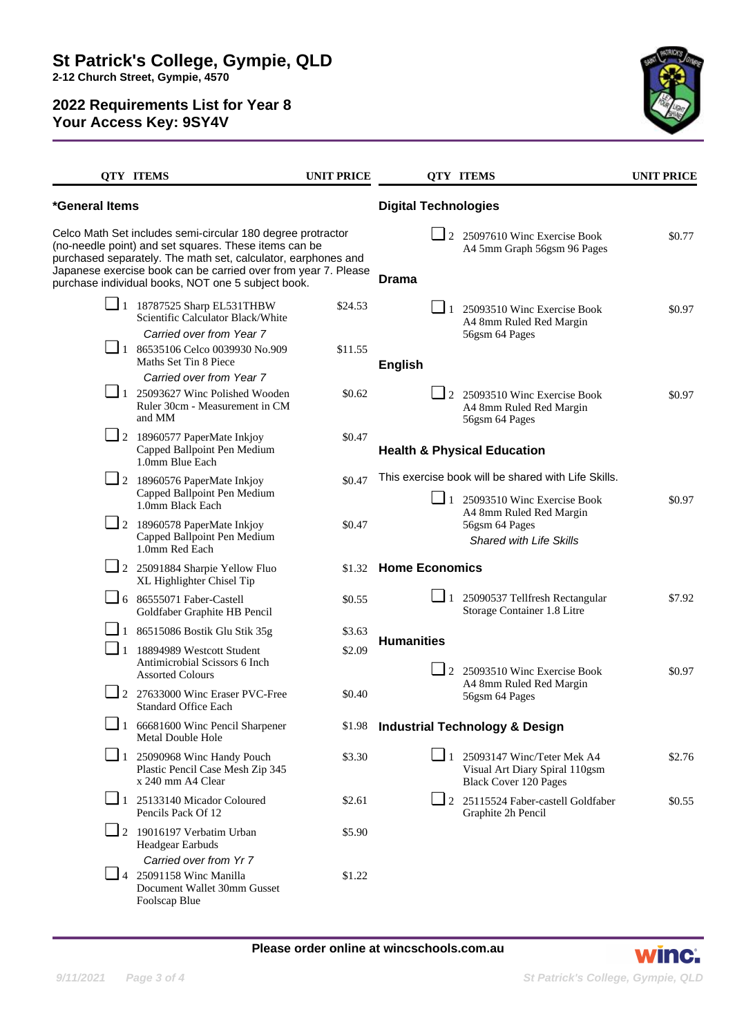# St Patrick's College, Gympie, QLD

**2-12 Church Street, Gympie, 4570**

## 2022 Requirements List for Year 8
## Your Access Key: 9SY4V

### *General Items

Celco Math Set includes semi-circular 180 degree protractor (no-needle point) and set squares. These items can be purchased separately. The math set, calculator, earphones and Japanese exercise book can be carried over from year 7. Please purchase individual books, NOT one 5 subject book.

| QTY | ITEMS | UNIT PRICE |
| --- | --- | --- |
| 1 | 18787525 Sharp EL531THBW Scientific Calculator Black/White<br>*Carried over from Year 7* | $24.53 |
| 1 | 86535106 Celco 0039930 No.909 Maths Set Tin 8 Piece<br>*Carried over from Year 7* | $11.55 |
| 1 | 25093627 Winc Polished Wooden Ruler 30cm - Measurement in CM and MM | $0.62 |
| 2 | 18960577 PaperMate Inkjoy Capped Ballpoint Pen Medium 1.0mm Blue Each | $0.47 |
| 2 | 18960576 PaperMate Inkjoy Capped Ballpoint Pen Medium 1.0mm Black Each | $0.47 |
| 2 | 18960578 PaperMate Inkjoy Capped Ballpoint Pen Medium 1.0mm Red Each | $0.47 |
| 2 | 25091884 Sharpie Yellow Fluo XL Highlighter Chisel Tip | $1.32 |
| 6 | 86555071 Faber-Castell Goldfaber Graphite HB Pencil | $0.55 |
| 1 | 86515086 Bostik Glu Stik 35g | $3.63 |
| 1 | 18894989 Westcott Student Antimicrobial Scissors 6 Inch Assorted Colours | $2.09 |
| 2 | 27633000 Winc Eraser PVC-Free Standard Office Each | $0.40 |
| 1 | 66681600 Winc Pencil Sharpener Metal Double Hole | $1.98 |
| 1 | 25090968 Winc Handy Pouch Plastic Pencil Case Mesh Zip 345 x 240 mm A4 Clear | $3.30 |
| 1 | 25133140 Micador Coloured Pencils Pack Of 12 | $2.61 |
| 2 | 19016197 Verbatim Urban Headgear Earbuds<br>*Carried over from Yr 7* | $5.90 |
| 4 | 25091158 Winc Manilla Document Wallet 30mm Gusset Foolscap Blue | $1.22 |

### Digital Technologies

| QTY | ITEMS | UNIT PRICE |
| --- | --- | --- |
| 2 | 25097610 Winc Exercise Book A4 5mm Graph 56gsm 96 Pages | $0.77 |

### Drama

| QTY | ITEMS | UNIT PRICE |
| --- | --- | --- |
| 1 | 25093510 Winc Exercise Book A4 8mm Ruled Red Margin 56gsm 64 Pages | $0.97 |

### English

| QTY | ITEMS | UNIT PRICE |
| --- | --- | --- |
| 2 | 25093510 Winc Exercise Book A4 8mm Ruled Red Margin 56gsm 64 Pages | $0.97 |

### Health & Physical Education

This exercise book will be shared with Life Skills.

| QTY | ITEMS | UNIT PRICE |
| --- | --- | --- |
| 1 | 25093510 Winc Exercise Book A4 8mm Ruled Red Margin 56gsm 64 Pages<br>*Shared with Life Skills* | $0.97 |

### Home Economics

| QTY | ITEMS | UNIT PRICE |
| --- | --- | --- |
| 1 | 25090537 Tellfresh Rectangular Storage Container 1.8 Litre | $7.92 |

### Humanities

| QTY | ITEMS | UNIT PRICE |
| --- | --- | --- |
| 2 | 25093510 Winc Exercise Book A4 8mm Ruled Red Margin 56gsm 64 Pages | $0.97 |

### Industrial Technology & Design

| QTY | ITEMS | UNIT PRICE |
| --- | --- | --- |
| 1 | 25093147 Winc/Teter Mek A4 Visual Art Diary Spiral 110gsm Black Cover 120 Pages | $2.76 |
| 2 | 25115524 Faber-castell Goldfaber Graphite 2h Pencil | $0.55 |

**Please order online at wincschools.com.au**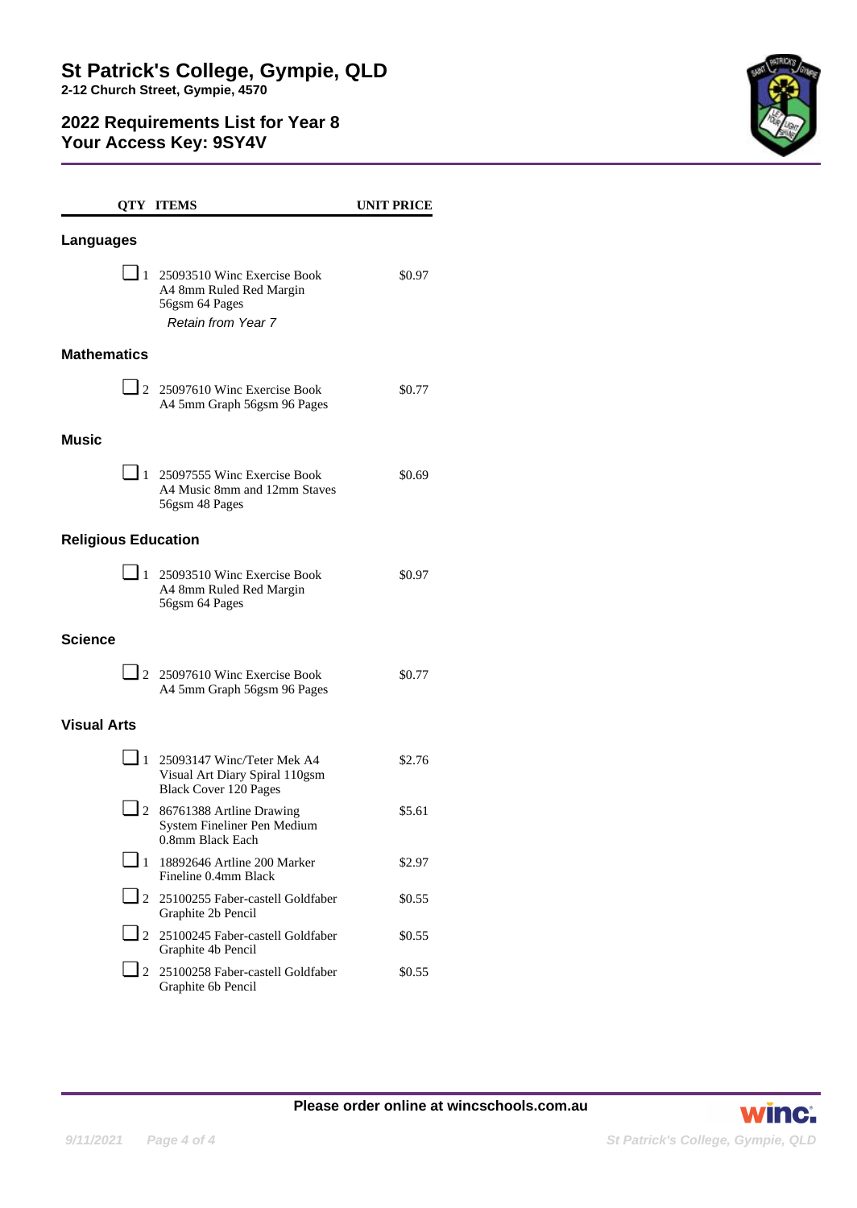# St Patrick's College, Gympie, QLD

**2-12 Church Street, Gympie, 4570**

## 2022 Requirements List for Year 8
## Your Access Key: 9SY4V

| QTY | ITEMS | UNIT PRICE |
|---|---|---|
| **Languages** | | |
| ☐ 1 | 25093510 Winc Exercise Book A4 8mm Ruled Red Margin 56gsm 64 Pages *Retain from Year 7* | $0.97 |
| **Mathematics** | | |
| ☐ 2 | 25097610 Winc Exercise Book A4 5mm Graph 56gsm 96 Pages | $0.77 |
| **Music** | | |
| ☐ 1 | 25097555 Winc Exercise Book A4 Music 8mm and 12mm Staves 56gsm 48 Pages | $0.69 |
| **Religious Education** | | |
| ☐ 1 | 25093510 Winc Exercise Book A4 8mm Ruled Red Margin 56gsm 64 Pages | $0.97 |
| **Science** | | |
| ☐ 2 | 25097610 Winc Exercise Book A4 5mm Graph 56gsm 96 Pages | $0.77 |
| **Visual Arts** | | |
| ☐ 1 | 25093147 Winc/Teter Mek A4 Visual Art Diary Spiral 110gsm Black Cover 120 Pages | $2.76 |
| ☐ 2 | 86761388 Artline Drawing System Fineliner Pen Medium 0.8mm Black Each | $5.61 |
| ☐ 1 | 18892646 Artline 200 Marker Fineline 0.4mm Black | $2.97 |
| ☐ 2 | 25100255 Faber-castell Goldfaber Graphite 2b Pencil | $0.55 |
| ☐ 2 | 25100245 Faber-castell Goldfaber Graphite 4b Pencil | $0.55 |
| ☐ 2 | 25100258 Faber-castell Goldfaber Graphite 6b Pencil | $0.55 |

**Please order online at wincschools.com.au**